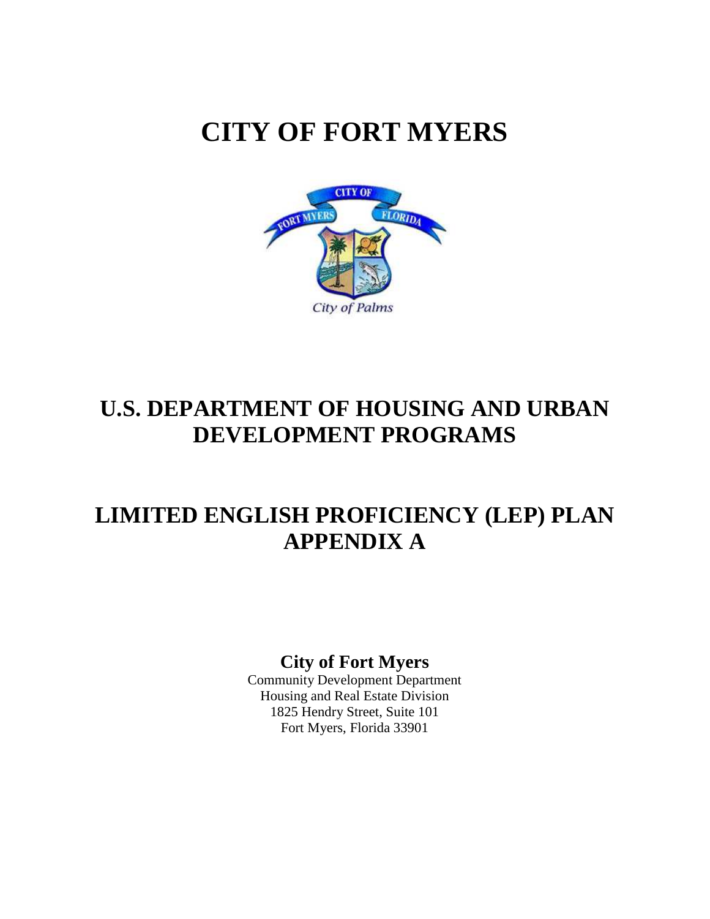# CITY OF FORT MYERS

# U.S. DEPARTMENT OF HOUSING AND URBAN DEVELOPMENT PROGRAMS

# LIMITED ENGLISH PROFICIENCY (LEP) PLAN APPENDIX A

**City of Fort Myers**

Community Development Department
Housing and Real Estate Division
1825 Hendry Street, Suite 101
Fort Myers, Florida 33901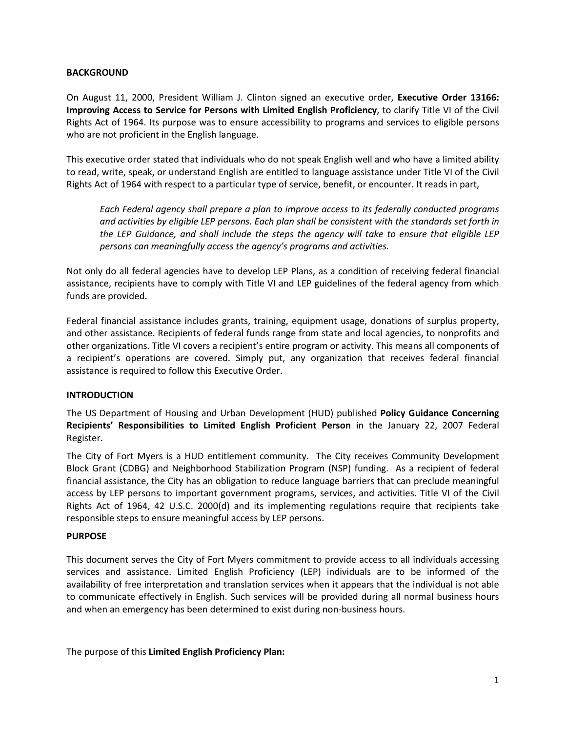**BACKGROUND**

On August 11, 2000, President William J. Clinton signed an executive order, **Executive Order 13166: Improving Access to Service for Persons with Limited English Proficiency**, to clarify Title VI of the Civil Rights Act of 1964. Its purpose was to ensure accessibility to programs and services to eligible persons who are not proficient in the English language.

This executive order stated that individuals who do not speak English well and who have a limited ability to read, write, speak, or understand English are entitled to language assistance under Title VI of the Civil Rights Act of 1964 with respect to a particular type of service, benefit, or encounter. It reads in part,

> *Each Federal agency shall prepare a plan to improve access to its federally conducted programs and activities by eligible LEP persons. Each plan shall be consistent with the standards set forth in the LEP Guidance, and shall include the steps the agency will take to ensure that eligible LEP persons can meaningfully access the agency's programs and activities.*

Not only do all federal agencies have to develop LEP Plans, as a condition of receiving federal financial assistance, recipients have to comply with Title VI and LEP guidelines of the federal agency from which funds are provided.

Federal financial assistance includes grants, training, equipment usage, donations of surplus property, and other assistance. Recipients of federal funds range from state and local agencies, to nonprofits and other organizations. Title VI covers a recipient's entire program or activity. This means all components of a recipient's operations are covered. Simply put, any organization that receives federal financial assistance is required to follow this Executive Order.

**INTRODUCTION**

The US Department of Housing and Urban Development (HUD) published **Policy Guidance Concerning Recipients' Responsibilities to Limited English Proficient Person** in the January 22, 2007 Federal Register.

The City of Fort Myers is a HUD entitlement community. The City receives Community Development Block Grant (CDBG) and Neighborhood Stabilization Program (NSP) funding. As a recipient of federal financial assistance, the City has an obligation to reduce language barriers that can preclude meaningful access by LEP persons to important government programs, services, and activities. Title VI of the Civil Rights Act of 1964, 42 U.S.C. 2000(d) and its implementing regulations require that recipients take responsible steps to ensure meaningful access by LEP persons.

**PURPOSE**

This document serves the City of Fort Myers commitment to provide access to all individuals accessing services and assistance. Limited English Proficiency (LEP) individuals are to be informed of the availability of free interpretation and translation services when it appears that the individual is not able to communicate effectively in English. Such services will be provided during all normal business hours and when an emergency has been determined to exist during non-business hours.

The purpose of this **Limited English Proficiency Plan:**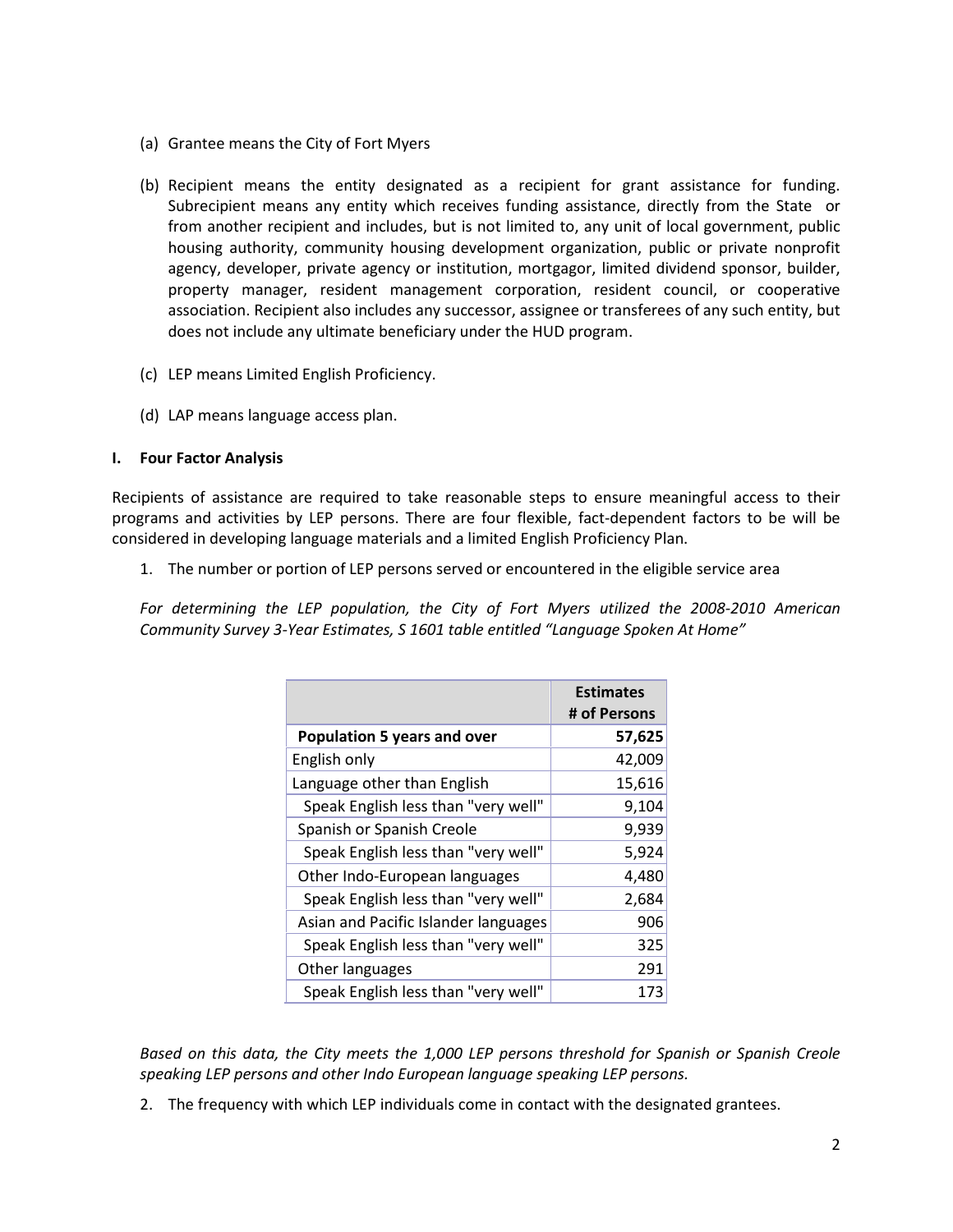(a) Grantee means the City of Fort Myers

(b) Recipient means the entity designated as a recipient for grant assistance for funding. Subrecipient means any entity which receives funding assistance, directly from the State or from another recipient and includes, but is not limited to, any unit of local government, public housing authority, community housing development organization, public or private nonprofit agency, developer, private agency or institution, mortgagor, limited dividend sponsor, builder, property manager, resident management corporation, resident council, or cooperative association. Recipient also includes any successor, assignee or transferees of any such entity, but does not include any ultimate beneficiary under the HUD program.

(c) LEP means Limited English Proficiency.

(d) LAP means language access plan.

## I. Four Factor Analysis

Recipients of assistance are required to take reasonable steps to ensure meaningful access to their programs and activities by LEP persons. There are four flexible, fact-dependent factors to be will be considered in developing language materials and a limited English Proficiency Plan.

1. The number or portion of LEP persons served or encountered in the eligible service area

*For determining the LEP population, the City of Fort Myers utilized the 2008-2010 American Community Survey 3-Year Estimates, S 1601 table entitled "Language Spoken At Home"*

| | Estimates # of Persons |
|---|---:|
| **Population 5 years and over** | **57,625** |
| English only | 42,009 |
| Language other than English | 15,616 |
| Speak English less than "very well" | 9,104 |
| Spanish or Spanish Creole | 9,939 |
| Speak English less than "very well" | 5,924 |
| Other Indo-European languages | 4,480 |
| Speak English less than "very well" | 2,684 |
| Asian and Pacific Islander languages | 906 |
| Speak English less than "very well" | 325 |
| Other languages | 291 |
| Speak English less than "very well" | 173 |

*Based on this data, the City meets the 1,000 LEP persons threshold for Spanish or Spanish Creole speaking LEP persons and other Indo European language speaking LEP persons.*

2. The frequency with which LEP individuals come in contact with the designated grantees.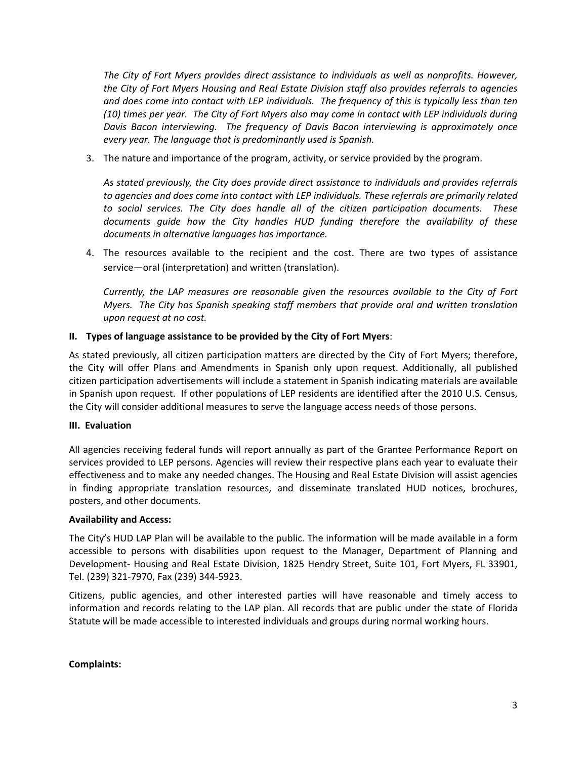*The City of Fort Myers provides direct assistance to individuals as well as nonprofits. However, the City of Fort Myers Housing and Real Estate Division staff also provides referrals to agencies and does come into contact with LEP individuals. The frequency of this is typically less than ten (10) times per year. The City of Fort Myers also may come in contact with LEP individuals during Davis Bacon interviewing. The frequency of Davis Bacon interviewing is approximately once every year. The language that is predominantly used is Spanish.*

3. The nature and importance of the program, activity, or service provided by the program.

   *As stated previously, the City does provide direct assistance to individuals and provides referrals to agencies and does come into contact with LEP individuals. These referrals are primarily related to social services. The City does handle all of the citizen participation documents. These documents guide how the City handles HUD funding therefore the availability of these documents in alternative languages has importance.*

4. The resources available to the recipient and the cost. There are two types of assistance service—oral (interpretation) and written (translation).

   *Currently, the LAP measures are reasonable given the resources available to the City of Fort Myers. The City has Spanish speaking staff members that provide oral and written translation upon request at no cost.*

## II. Types of language assistance to be provided by the City of Fort Myers:

As stated previously, all citizen participation matters are directed by the City of Fort Myers; therefore, the City will offer Plans and Amendments in Spanish only upon request. Additionally, all published citizen participation advertisements will include a statement in Spanish indicating materials are available in Spanish upon request. If other populations of LEP residents are identified after the 2010 U.S. Census, the City will consider additional measures to serve the language access needs of those persons.

## III. Evaluation

All agencies receiving federal funds will report annually as part of the Grantee Performance Report on services provided to LEP persons. Agencies will review their respective plans each year to evaluate their effectiveness and to make any needed changes. The Housing and Real Estate Division will assist agencies in finding appropriate translation resources, and disseminate translated HUD notices, brochures, posters, and other documents.

**Availability and Access:**

The City's HUD LAP Plan will be available to the public. The information will be made available in a form accessible to persons with disabilities upon request to the Manager, Department of Planning and Development- Housing and Real Estate Division, 1825 Hendry Street, Suite 101, Fort Myers, FL 33901, Tel. (239) 321-7970, Fax (239) 344-5923.

Citizens, public agencies, and other interested parties will have reasonable and timely access to information and records relating to the LAP plan. All records that are public under the state of Florida Statute will be made accessible to interested individuals and groups during normal working hours.

**Complaints:**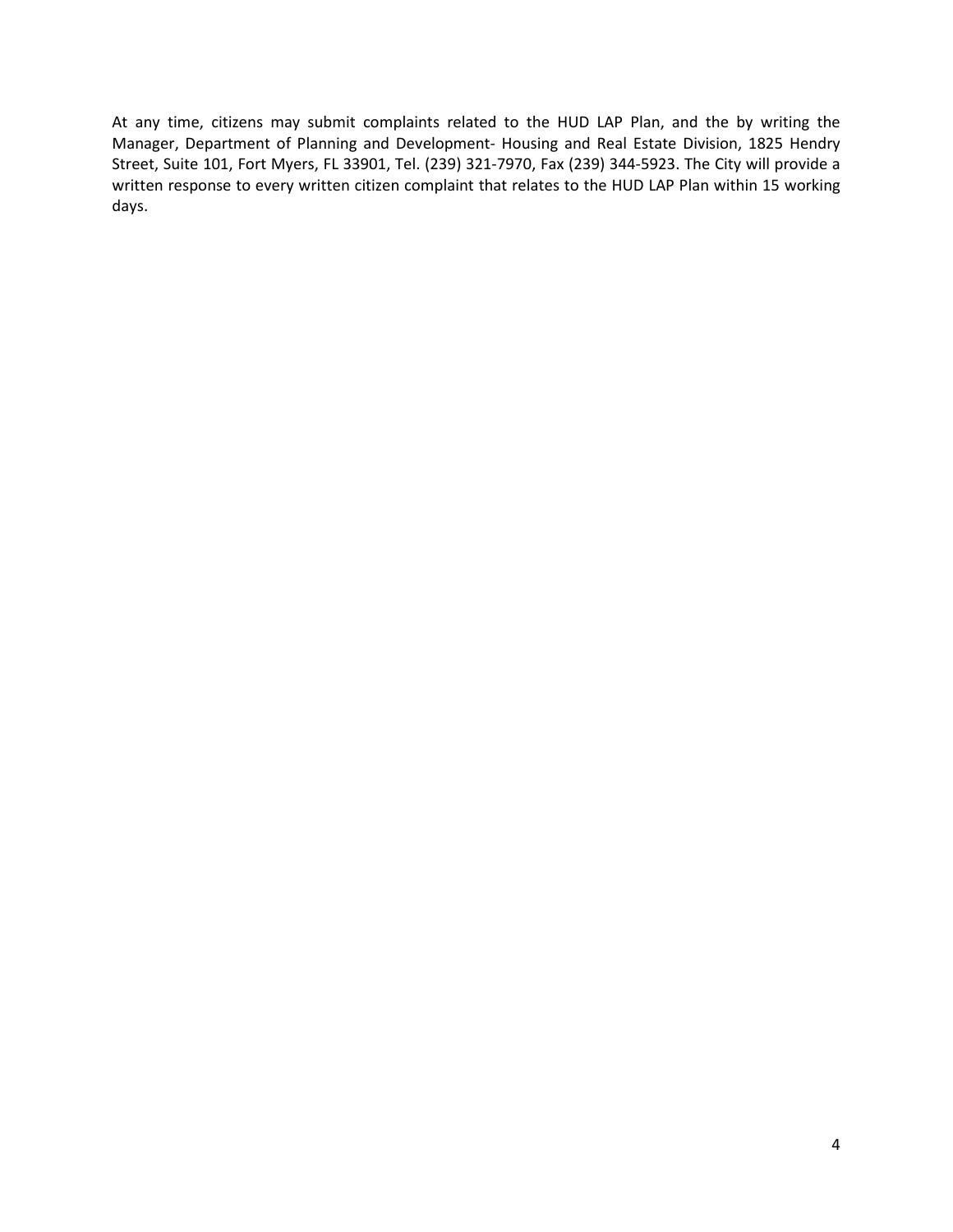At any time, citizens may submit complaints related to the HUD LAP Plan, and the by writing the Manager, Department of Planning and Development- Housing and Real Estate Division, 1825 Hendry Street, Suite 101, Fort Myers, FL 33901, Tel. (239) 321-7970, Fax (239) 344-5923. The City will provide a written response to every written citizen complaint that relates to the HUD LAP Plan within 15 working days.